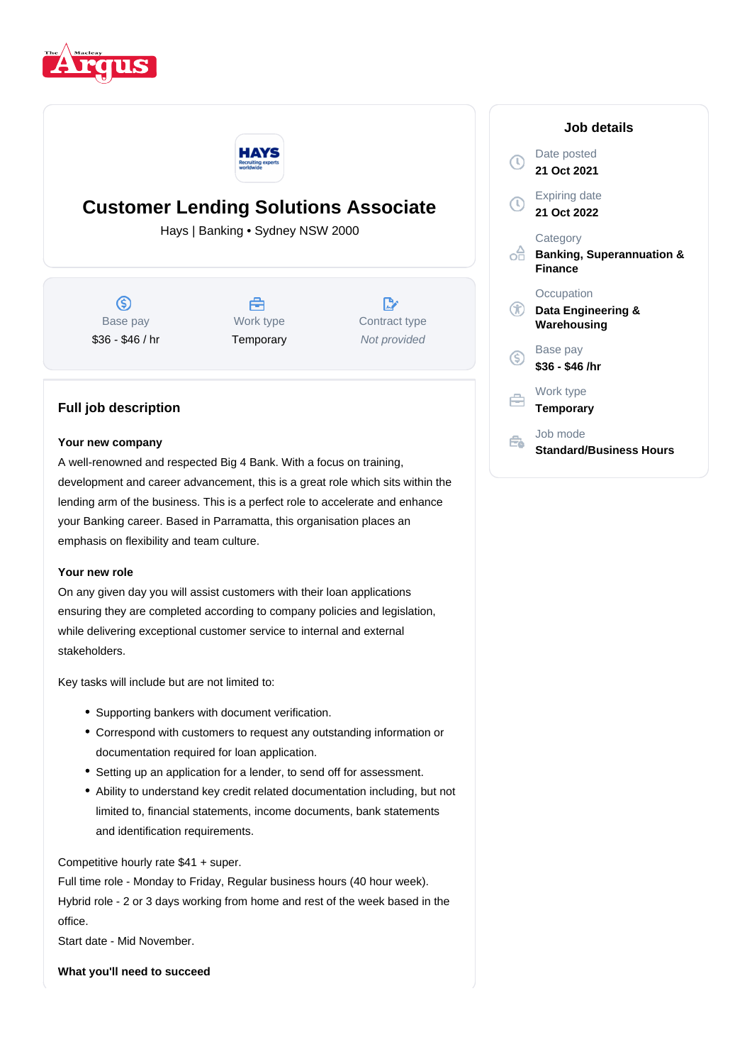# Customer Lending Solutions Associate

Hays | Banking • Sydney NSW 2000

| Base pay | Work type | Contract type |
|---|---|---|
| $36 - $46 / hr | Temporary | *Not provided* |

## Job details

Date posted
**21 Oct 2021**

Expiring date
**21 Oct 2022**

Category
**Banking, Superannuation & Finance**

Occupation
**Data Engineering & Warehousing**

Base pay
**$36 - $46 /hr**

Work type
**Temporary**

Job mode
**Standard/Business Hours**

## Full job description

### Your new company

A well-renowned and respected Big 4 Bank. With a focus on training, development and career advancement, this is a great role which sits within the lending arm of the business. This is a perfect role to accelerate and enhance your Banking career. Based in Parramatta, this organisation places an emphasis on flexibility and team culture.

### Your new role

On any given day you will assist customers with their loan applications ensuring they are completed according to company policies and legislation, while delivering exceptional customer service to internal and external stakeholders.

Key tasks will include but are not limited to:

- Supporting bankers with document verification.
- Correspond with customers to request any outstanding information or documentation required for loan application.
- Setting up an application for a lender, to send off for assessment.
- Ability to understand key credit related documentation including, but not limited to, financial statements, income documents, bank statements and identification requirements.

Competitive hourly rate $41 + super.
Full time role - Monday to Friday, Regular business hours (40 hour week).
Hybrid role - 2 or 3 days working from home and rest of the week based in the office.
Start date - Mid November.

### What you'll need to succeed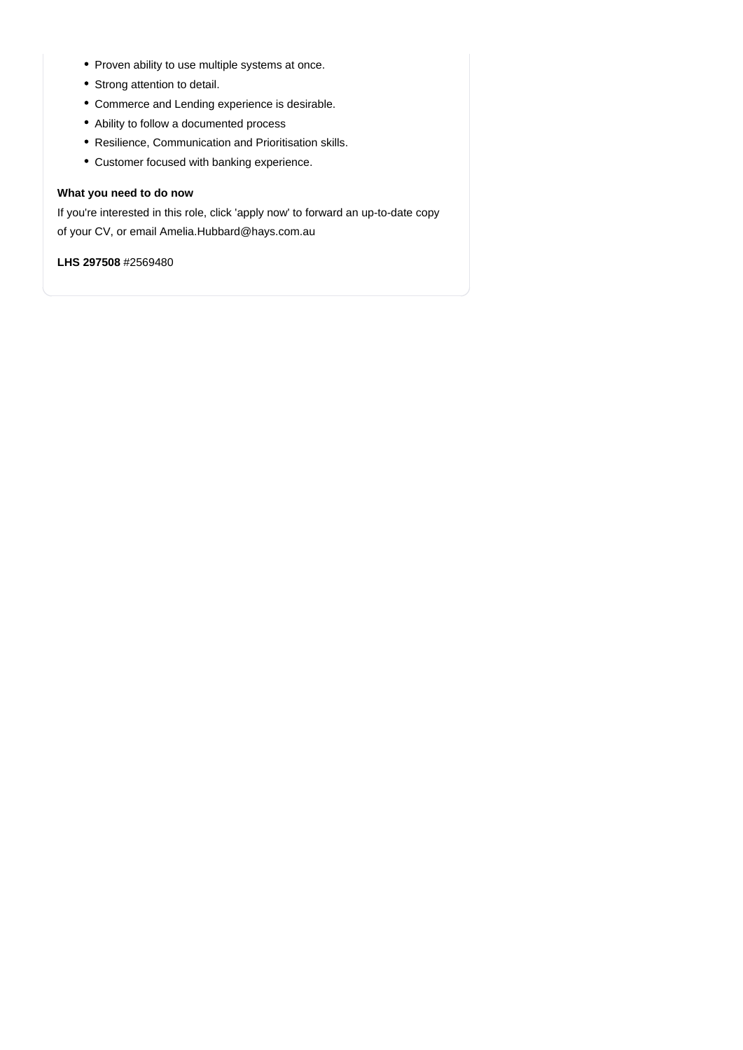- Proven ability to use multiple systems at once.
- Strong attention to detail.
- Commerce and Lending experience is desirable.
- Ability to follow a documented process
- Resilience, Communication and Prioritisation skills.
- Customer focused with banking experience.

**What you need to do now**

If you're interested in this role, click 'apply now' to forward an up-to-date copy of your CV, or email Amelia.Hubbard@hays.com.au

**LHS 297508** #2569480